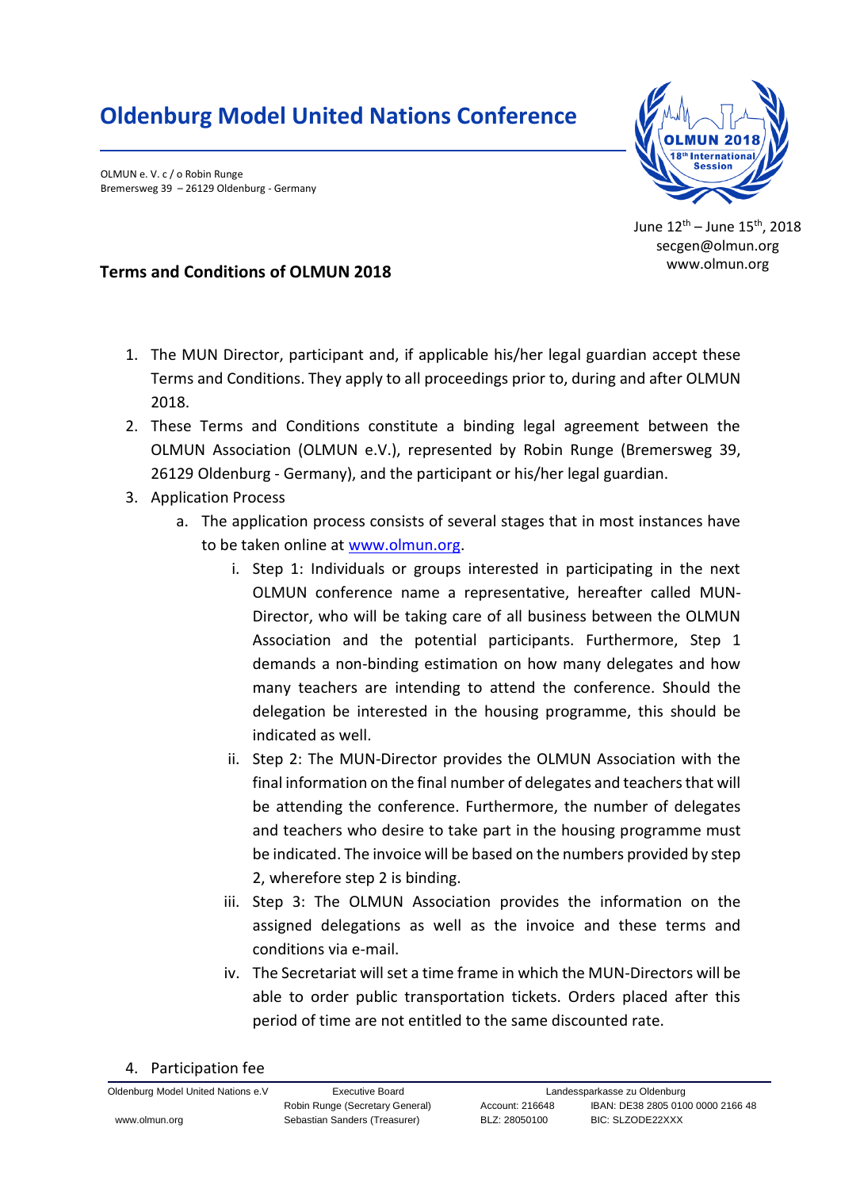# Oldenburg Model United Nations Conference

OLMUN e. V. c / o Robin Runge
Bremersweg 39 – 26129 Oldenburg - Germany

June 12th – June 15th, 2018
secgen@olmun.org
www.olmun.org

## Terms and Conditions of OLMUN 2018

1. The MUN Director, participant and, if applicable his/her legal guardian accept these Terms and Conditions. They apply to all proceedings prior to, during and after OLMUN 2018.
2. These Terms and Conditions constitute a binding legal agreement between the OLMUN Association (OLMUN e.V.), represented by Robin Runge (Bremersweg 39, 26129 Oldenburg - Germany), and the participant or his/her legal guardian.
3. Application Process
    a. The application process consists of several stages that in most instances have to be taken online at www.olmun.org.
        i. Step 1: Individuals or groups interested in participating in the next OLMUN conference name a representative, hereafter called MUN-Director, who will be taking care of all business between the OLMUN Association and the potential participants. Furthermore, Step 1 demands a non-binding estimation on how many delegates and how many teachers are intending to attend the conference. Should the delegation be interested in the housing programme, this should be indicated as well.
        ii. Step 2: The MUN-Director provides the OLMUN Association with the final information on the final number of delegates and teachers that will be attending the conference. Furthermore, the number of delegates and teachers who desire to take part in the housing programme must be indicated. The invoice will be based on the numbers provided by step 2, wherefore step 2 is binding.
        iii. Step 3: The OLMUN Association provides the information on the assigned delegations as well as the invoice and these terms and conditions via e-mail.
        iv. The Secretariat will set a time frame in which the MUN-Directors will be able to order public transportation tickets. Orders placed after this period of time are not entitled to the same discounted rate.
4. Participation fee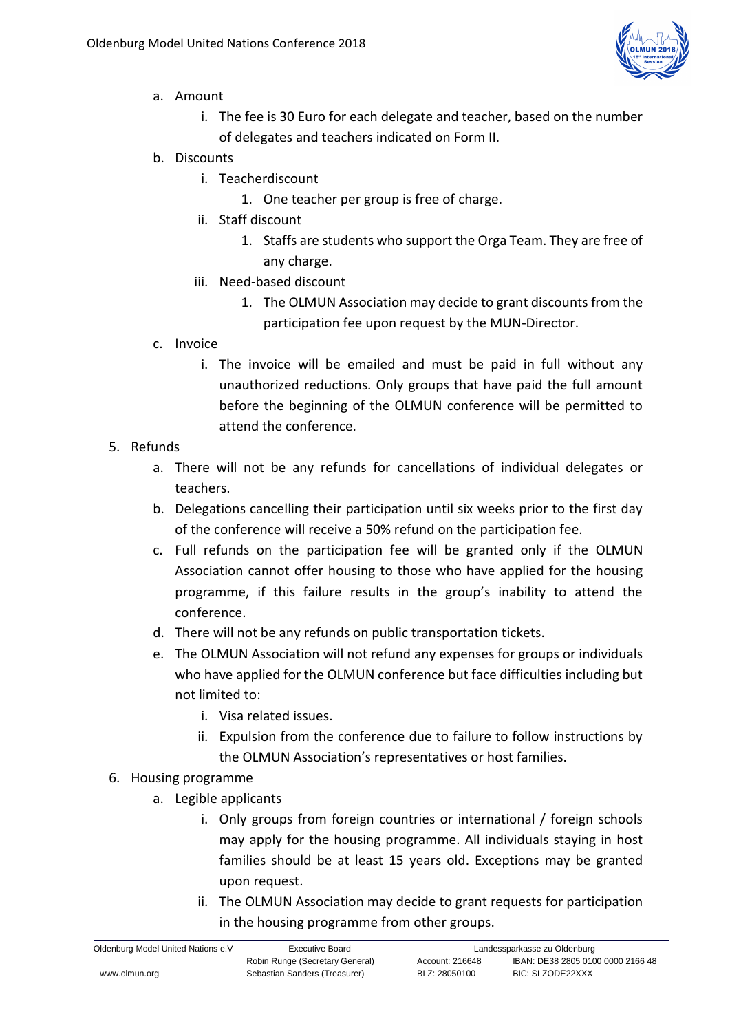a. Amount
    i. The fee is 30 Euro for each delegate and teacher, based on the number of delegates and teachers indicated on Form II.

b. Discounts
    i. Teacherdiscount
        1. One teacher per group is free of charge.
    ii. Staff discount
        1. Staffs are students who support the Orga Team. They are free of any charge.
    iii. Need-based discount
        1. The OLMUN Association may decide to grant discounts from the participation fee upon request by the MUN-Director.

c. Invoice
    i. The invoice will be emailed and must be paid in full without any unauthorized reductions. Only groups that have paid the full amount before the beginning of the OLMUN conference will be permitted to attend the conference.

5. Refunds
    a. There will not be any refunds for cancellations of individual delegates or teachers.
    b. Delegations cancelling their participation until six weeks prior to the first day of the conference will receive a 50% refund on the participation fee.
    c. Full refunds on the participation fee will be granted only if the OLMUN Association cannot offer housing to those who have applied for the housing programme, if this failure results in the group's inability to attend the conference.
    d. There will not be any refunds on public transportation tickets.
    e. The OLMUN Association will not refund any expenses for groups or individuals who have applied for the OLMUN conference but face difficulties including but not limited to:
        i. Visa related issues.
        ii. Expulsion from the conference due to failure to follow instructions by the OLMUN Association's representatives or host families.

6. Housing programme
    a. Legible applicants
        i. Only groups from foreign countries or international / foreign schools may apply for the housing programme. All individuals staying in host families should be at least 15 years old. Exceptions may be granted upon request.
        ii. The OLMUN Association may decide to grant requests for participation in the housing programme from other groups.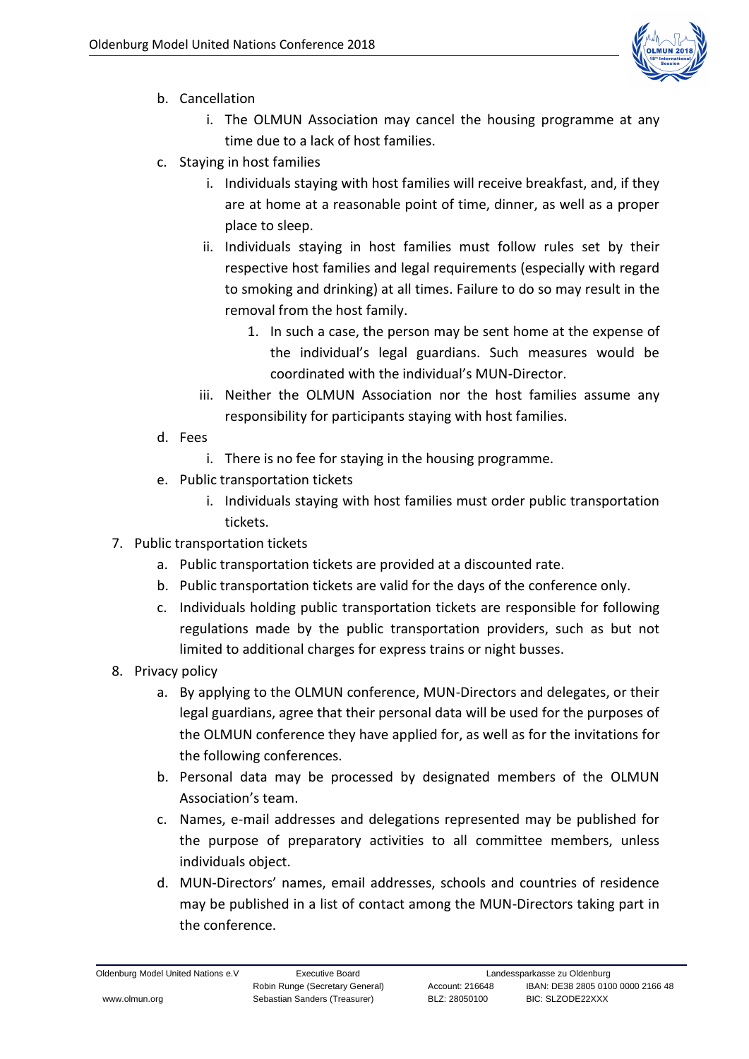b. Cancellation
      i. The OLMUN Association may cancel the housing programme at any time due to a lack of host families.
   c. Staying in host families
      i. Individuals staying with host families will receive breakfast, and, if they are at home at a reasonable point of time, dinner, as well as a proper place to sleep.
      ii. Individuals staying in host families must follow rules set by their respective host families and legal requirements (especially with regard to smoking and drinking) at all times. Failure to do so may result in the removal from the host family.
         1. In such a case, the person may be sent home at the expense of the individual's legal guardians. Such measures would be coordinated with the individual's MUN-Director.
      iii. Neither the OLMUN Association nor the host families assume any responsibility for participants staying with host families.
   d. Fees
      i. There is no fee for staying in the housing programme.
   e. Public transportation tickets
      i. Individuals staying with host families must order public transportation tickets.

7. Public transportation tickets
   a. Public transportation tickets are provided at a discounted rate.
   b. Public transportation tickets are valid for the days of the conference only.
   c. Individuals holding public transportation tickets are responsible for following regulations made by the public transportation providers, such as but not limited to additional charges for express trains or night busses.

8. Privacy policy
   a. By applying to the OLMUN conference, MUN-Directors and delegates, or their legal guardians, agree that their personal data will be used for the purposes of the OLMUN conference they have applied for, as well as for the invitations for the following conferences.
   b. Personal data may be processed by designated members of the OLMUN Association's team.
   c. Names, e-mail addresses and delegations represented may be published for the purpose of preparatory activities to all committee members, unless individuals object.
   d. MUN-Directors' names, email addresses, schools and countries of residence may be published in a list of contact among the MUN-Directors taking part in the conference.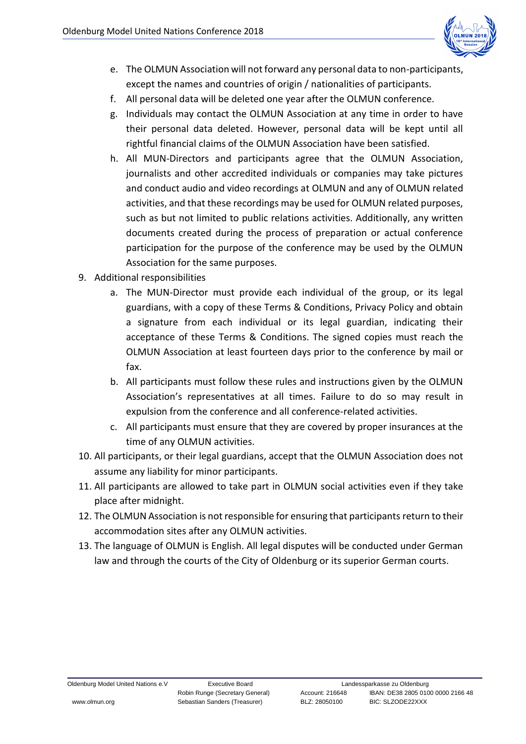e. The OLMUN Association will not forward any personal data to non-participants, except the names and countries of origin / nationalities of participants.
   f. All personal data will be deleted one year after the OLMUN conference.
   g. Individuals may contact the OLMUN Association at any time in order to have their personal data deleted. However, personal data will be kept until all rightful financial claims of the OLMUN Association have been satisfied.
   h. All MUN-Directors and participants agree that the OLMUN Association, journalists and other accredited individuals or companies may take pictures and conduct audio and video recordings at OLMUN and any of OLMUN related activities, and that these recordings may be used for OLMUN related purposes, such as but not limited to public relations activities. Additionally, any written documents created during the process of preparation or actual conference participation for the purpose of the conference may be used by the OLMUN Association for the same purposes.

9. Additional responsibilities
   a. The MUN-Director must provide each individual of the group, or its legal guardians, with a copy of these Terms & Conditions, Privacy Policy and obtain a signature from each individual or its legal guardian, indicating their acceptance of these Terms & Conditions. The signed copies must reach the OLMUN Association at least fourteen days prior to the conference by mail or fax.
   b. All participants must follow these rules and instructions given by the OLMUN Association's representatives at all times. Failure to do so may result in expulsion from the conference and all conference-related activities.
   c. All participants must ensure that they are covered by proper insurances at the time of any OLMUN activities.
10. All participants, or their legal guardians, accept that the OLMUN Association does not assume any liability for minor participants.
11. All participants are allowed to take part in OLMUN social activities even if they take place after midnight.
12. The OLMUN Association is not responsible for ensuring that participants return to their accommodation sites after any OLMUN activities.
13. The language of OLMUN is English. All legal disputes will be conducted under German law and through the courts of the City of Oldenburg or its superior German courts.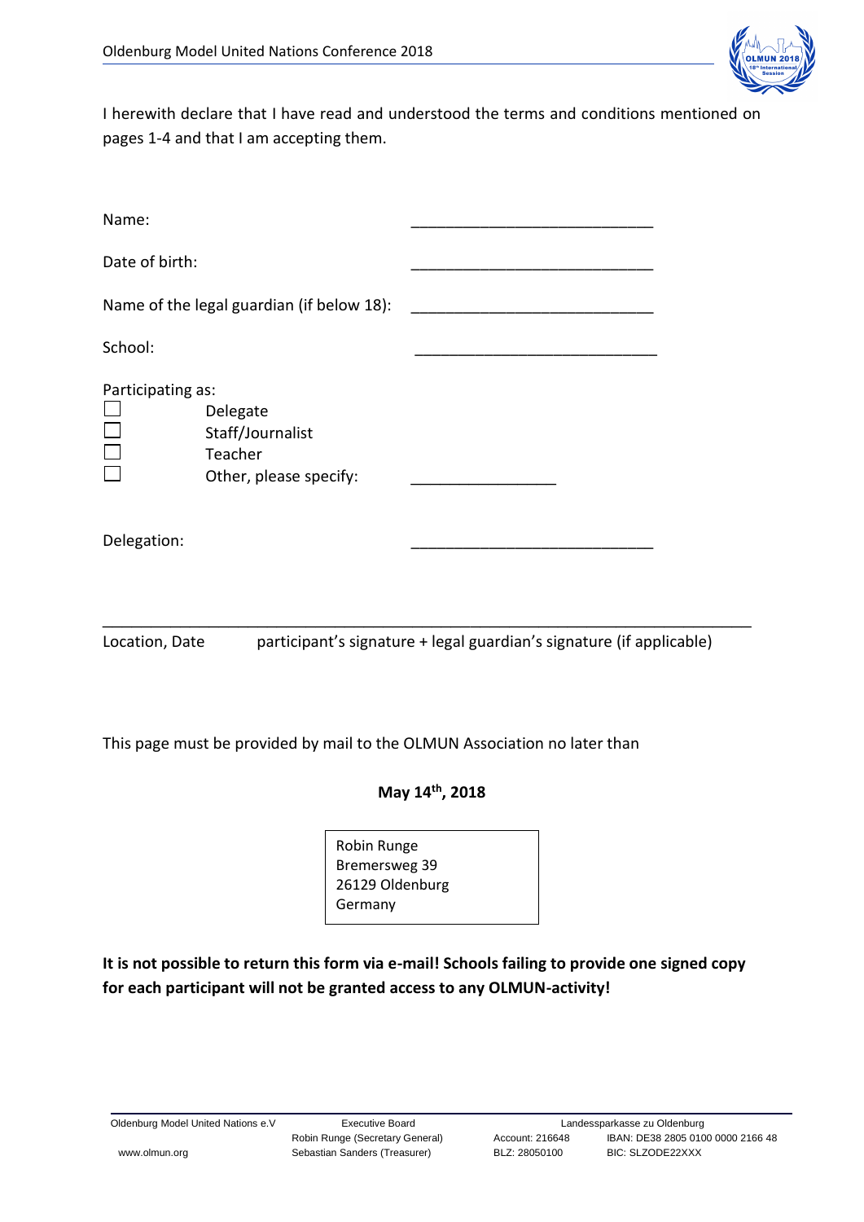I herewith declare that I have read and understood the terms and conditions mentioned on pages 1-4 and that I am accepting them.

Name: ____________________________

Date of birth: ____________________________

Name of the legal guardian (if below 18): ____________________________

School: ____________________________

Participating as:

- ☐ Delegate
- ☐ Staff/Journalist
- ☐ Teacher
- ☐ Other, please specify: _________________

Delegation: ____________________________

_____________________________________________________________________________

Location, Date          participant's signature + legal guardian's signature (if applicable)

This page must be provided by mail to the OLMUN Association no later than

**May 14th, 2018**

Robin Runge
Bremersweg 39
26129 Oldenburg
Germany

**It is not possible to return this form via e-mail! Schools failing to provide one signed copy for each participant will not be granted access to any OLMUN-activity!**

Oldenburg Model United Nations e.V
www.olmun.org

Executive Board
Robin Runge (Secretary General)
Sebastian Sanders (Treasurer)

Landessparkasse zu Oldenburg
Account: 216648
BLZ: 28050100
IBAN: DE38 2805 0100 0000 2166 48
BIC: SLZODE22XXX